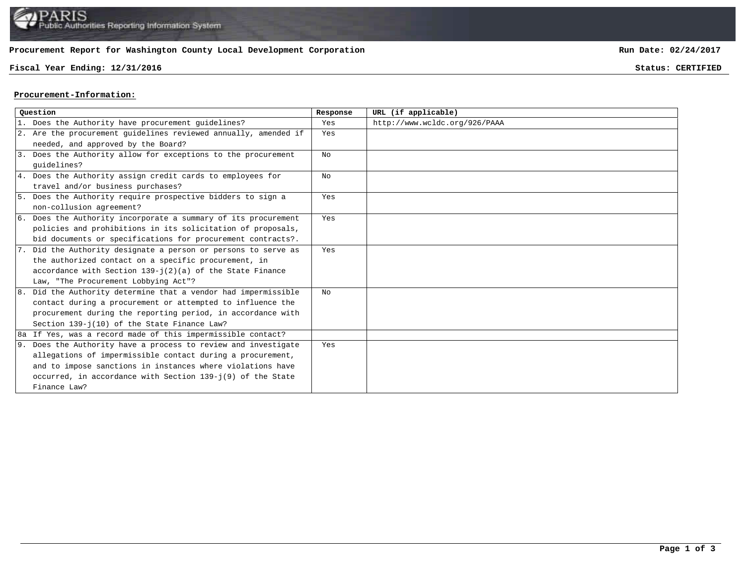PARIS
Public Authorities Reporting Information System

**Procurement Report for Washington County Local Development Corporation** **Run Date: 02/24/2017**

**Fiscal Year Ending: 12/31/2016** **Status: CERTIFIED**

## Procurement-Information:

| Question | Response | URL (if applicable) |
|---|---|---|
| 1. Does the Authority have procurement guidelines? | Yes | http://www.wcldc.org/926/PAAA |
| 2. Are the procurement guidelines reviewed annually, amended if needed, and approved by the Board? | Yes | |
| 3. Does the Authority allow for exceptions to the procurement guidelines? | No | |
| 4. Does the Authority assign credit cards to employees for travel and/or business purchases? | No | |
| 5. Does the Authority require prospective bidders to sign a non-collusion agreement? | Yes | |
| 6. Does the Authority incorporate a summary of its procurement policies and prohibitions in its solicitation of proposals, bid documents or specifications for procurement contracts?. | Yes | |
| 7. Did the Authority designate a person or persons to serve as the authorized contact on a specific procurement, in accordance with Section 139-j(2)(a) of the State Finance Law, "The Procurement Lobbying Act"? | Yes | |
| 8. Did the Authority determine that a vendor had impermissible contact during a procurement or attempted to influence the procurement during the reporting period, in accordance with Section 139-j(10) of the State Finance Law? | No | |
| 8a If Yes, was a record made of this impermissible contact? | | |
| 9. Does the Authority have a process to review and investigate allegations of impermissible contact during a procurement, and to impose sanctions in instances where violations have occurred, in accordance with Section 139-j(9) of the State Finance Law? | Yes | |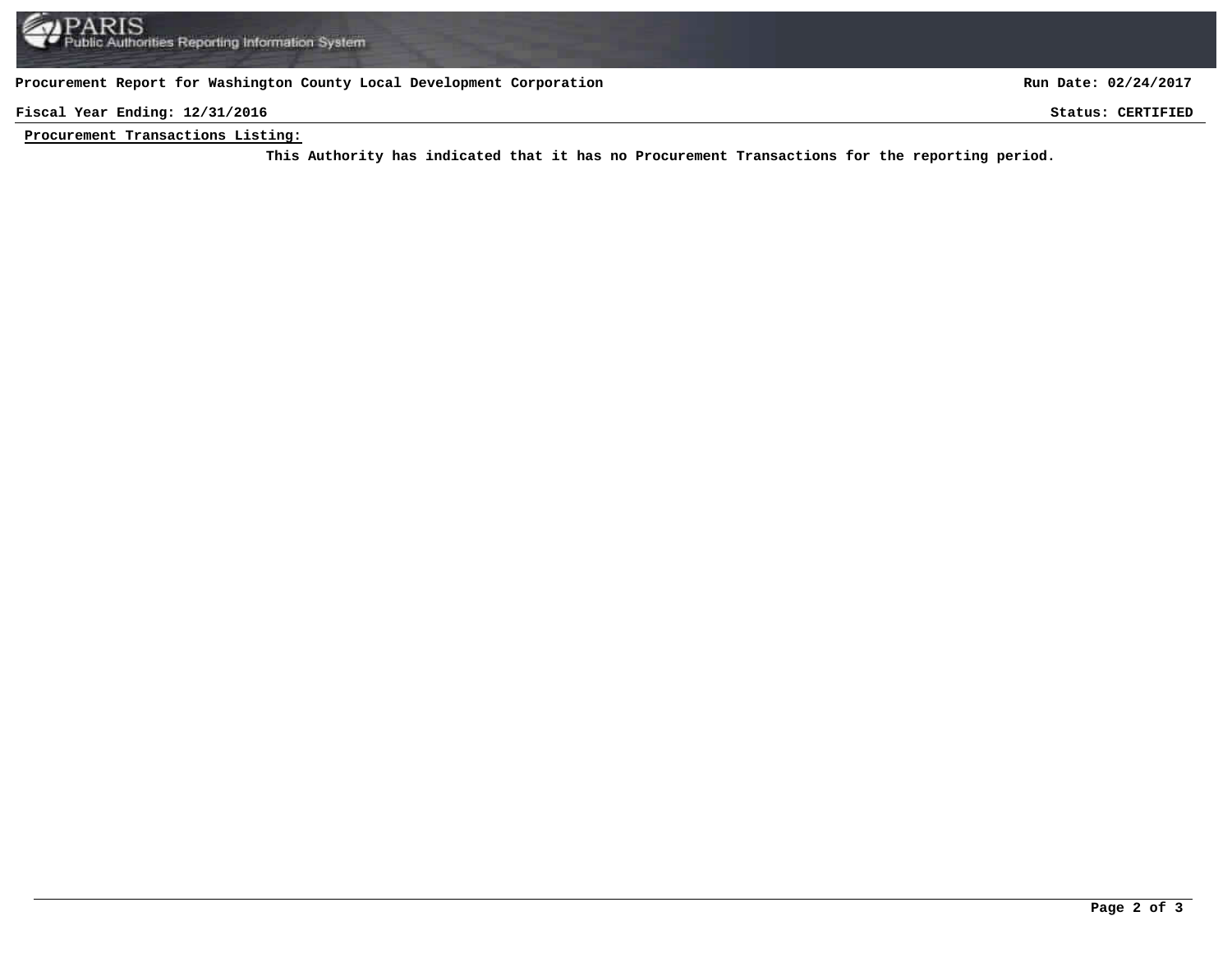**Procurement Report for Washington County Local Development Corporation** | **Run Date: 02/24/2017**

**Fiscal Year Ending: 12/31/2016** | **Status: CERTIFIED**

**Procurement Transactions Listing:**

**This Authority has indicated that it has no Procurement Transactions for the reporting period.**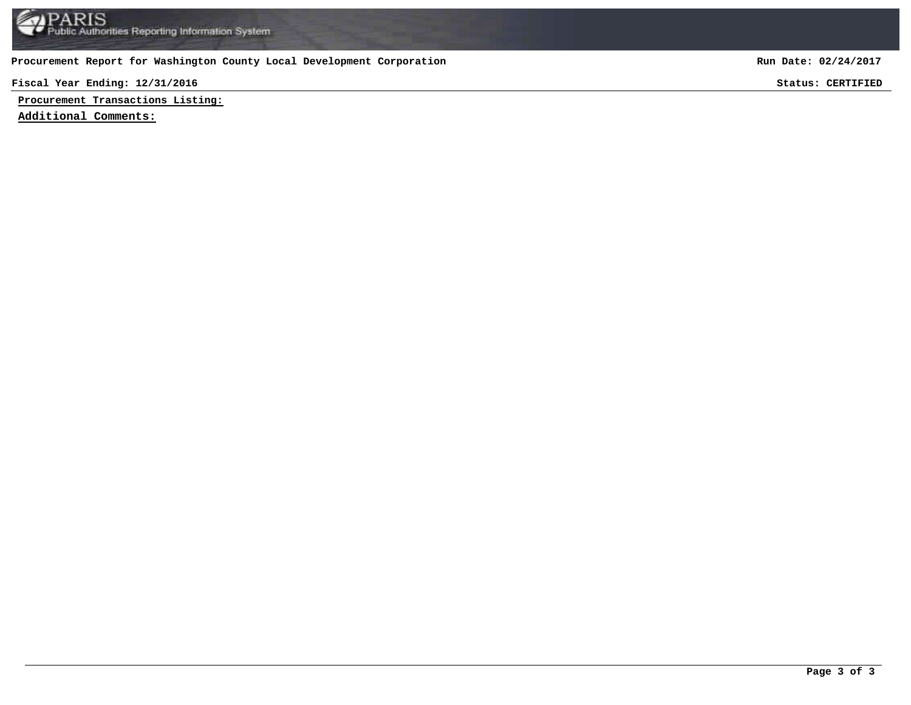**Procurement Report for Washington County Local Development Corporation** — **Run Date: 02/24/2017**

**Fiscal Year Ending: 12/31/2016** — **Status: CERTIFIED**

**Procurement Transactions Listing:**

**Additional Comments:**